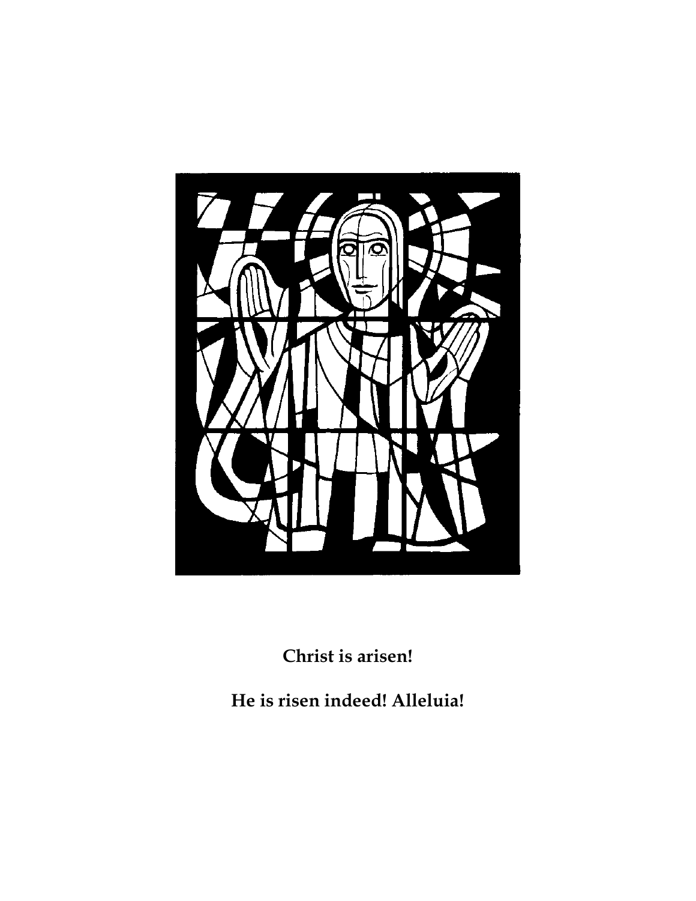**Christ is arisen!**

**He is risen indeed! Alleluia!**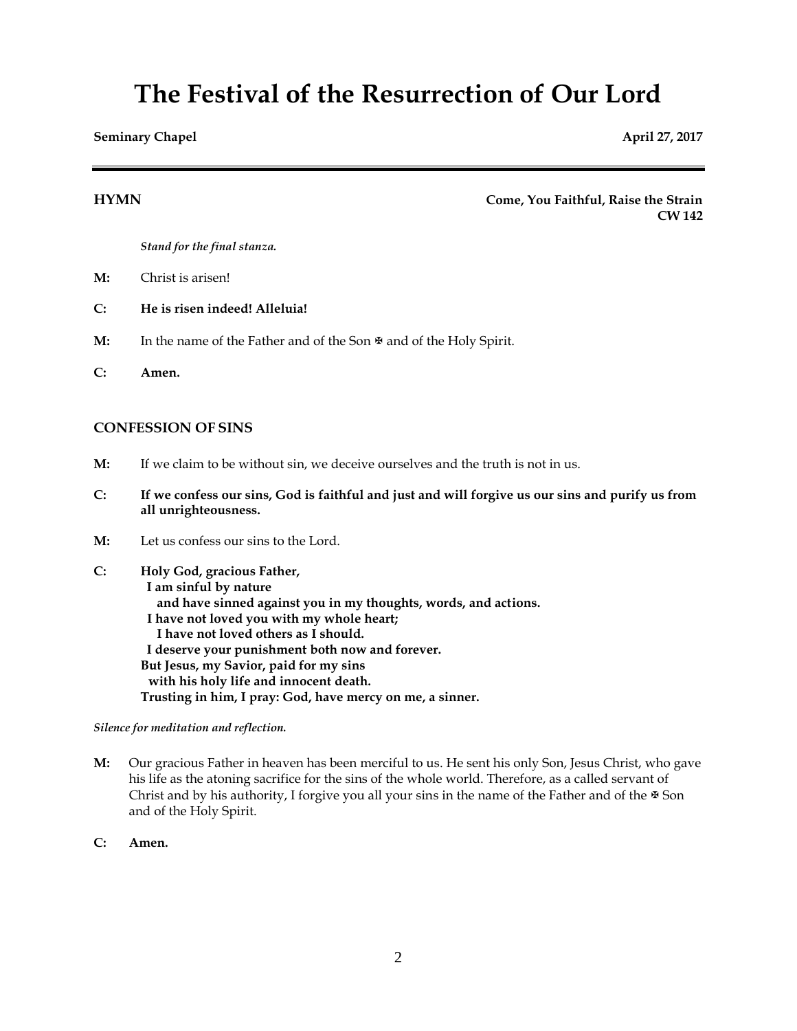# The Festival of the Resurrection of Our Lord

**Seminary Chapel** **April 27, 2017**

---

**HYMN** **Come, You Faithful, Raise the Strain**
**CW 142**

*Stand for the final stanza.*

**M:** Christ is arisen!

**C:** **He is risen indeed! Alleluia!**

**M:** In the name of the Father and of the Son ✠ and of the Holy Spirit.

**C:** **Amen.**

## CONFESSION OF SINS

**M:** If we claim to be without sin, we deceive ourselves and the truth is not in us.

**C:** **If we confess our sins, God is faithful and just and will forgive us our sins and purify us from all unrighteousness.**

**M:** Let us confess our sins to the Lord.

**C:** **Holy God, gracious Father,**
**I am sinful by nature**
**and have sinned against you in my thoughts, words, and actions.**
**I have not loved you with my whole heart;**
**I have not loved others as I should.**
**I deserve your punishment both now and forever.**
**But Jesus, my Savior, paid for my sins**
**with his holy life and innocent death.**
**Trusting in him, I pray: God, have mercy on me, a sinner.**

*Silence for meditation and reflection.*

**M:** Our gracious Father in heaven has been merciful to us. He sent his only Son, Jesus Christ, who gave his life as the atoning sacrifice for the sins of the whole world. Therefore, as a called servant of Christ and by his authority, I forgive you all your sins in the name of the Father and of the ✠ Son and of the Holy Spirit.

**C:** **Amen.**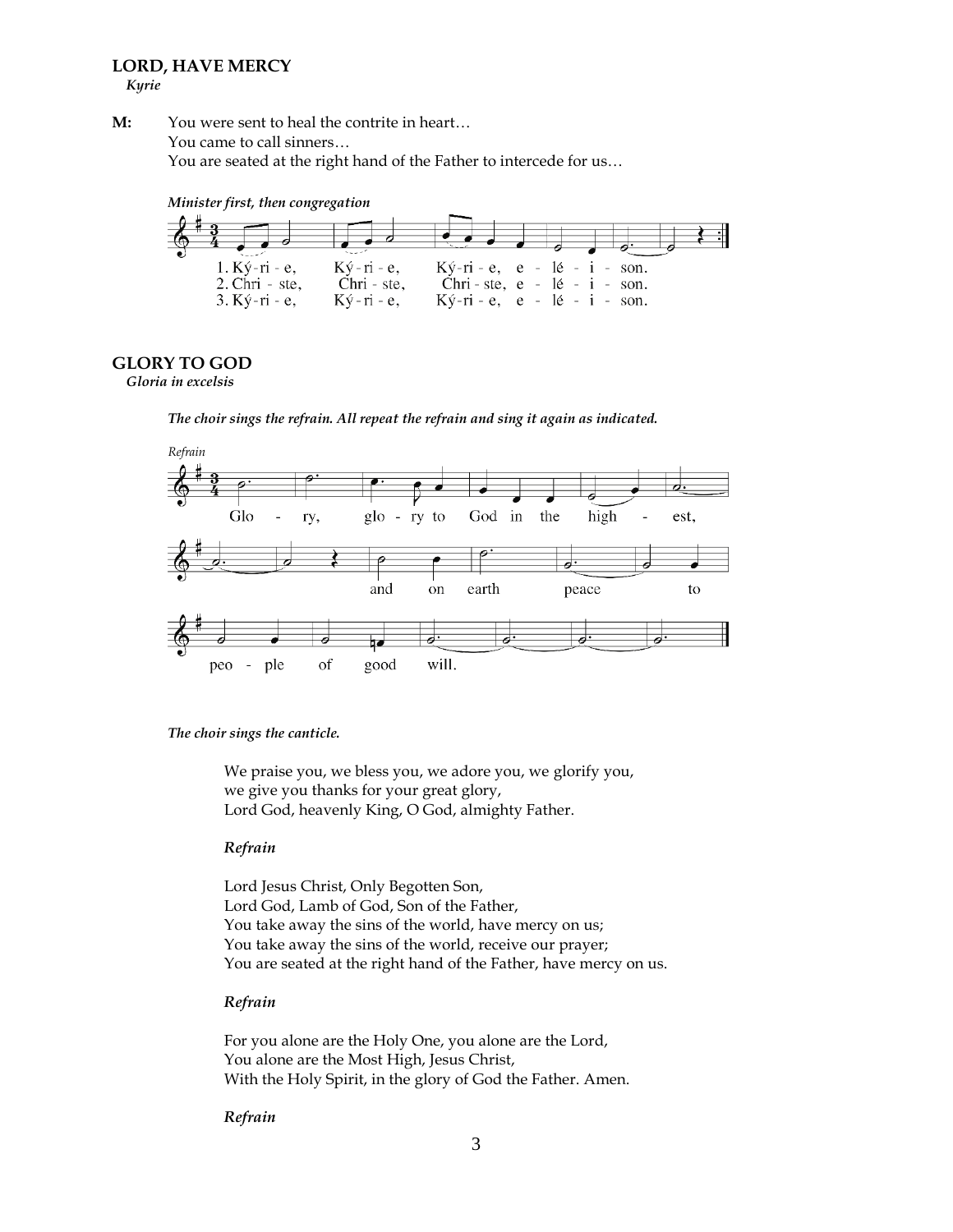### LORD, HAVE MERCY

*Kyrie*

**M:** You were sent to heal the contrite in heart…
You came to call sinners…
You are seated at the right hand of the Father to intercede for us…

***Minister first, then congregation***

1. Ký-ri-e, Ký-ri-e, Ký-ri-e, e-lé-i-son.
2. Chri-ste, Chri-ste, Chri-ste, e-lé-i-son.
3. Ký-ri-e, Ký-ri-e, Ký-ri-e, e-lé-i-son.

### GLORY TO GOD

*Gloria in excelsis*

***The choir sings the refrain. All repeat the refrain and sing it again as indicated.***

*Refrain*

Glo-ry, glo-ry to God in the high-est, and on earth peace to peo-ple of good will.

***The choir sings the canticle.***

We praise you, we bless you, we adore you, we glorify you,
we give you thanks for your great glory,
Lord God, heavenly King, O God, almighty Father.

***Refrain***

Lord Jesus Christ, Only Begotten Son,
Lord God, Lamb of God, Son of the Father,
You take away the sins of the world, have mercy on us;
You take away the sins of the world, receive our prayer;
You are seated at the right hand of the Father, have mercy on us.

***Refrain***

For you alone are the Holy One, you alone are the Lord,
You alone are the Most High, Jesus Christ,
With the Holy Spirit, in the glory of God the Father. Amen.

***Refrain***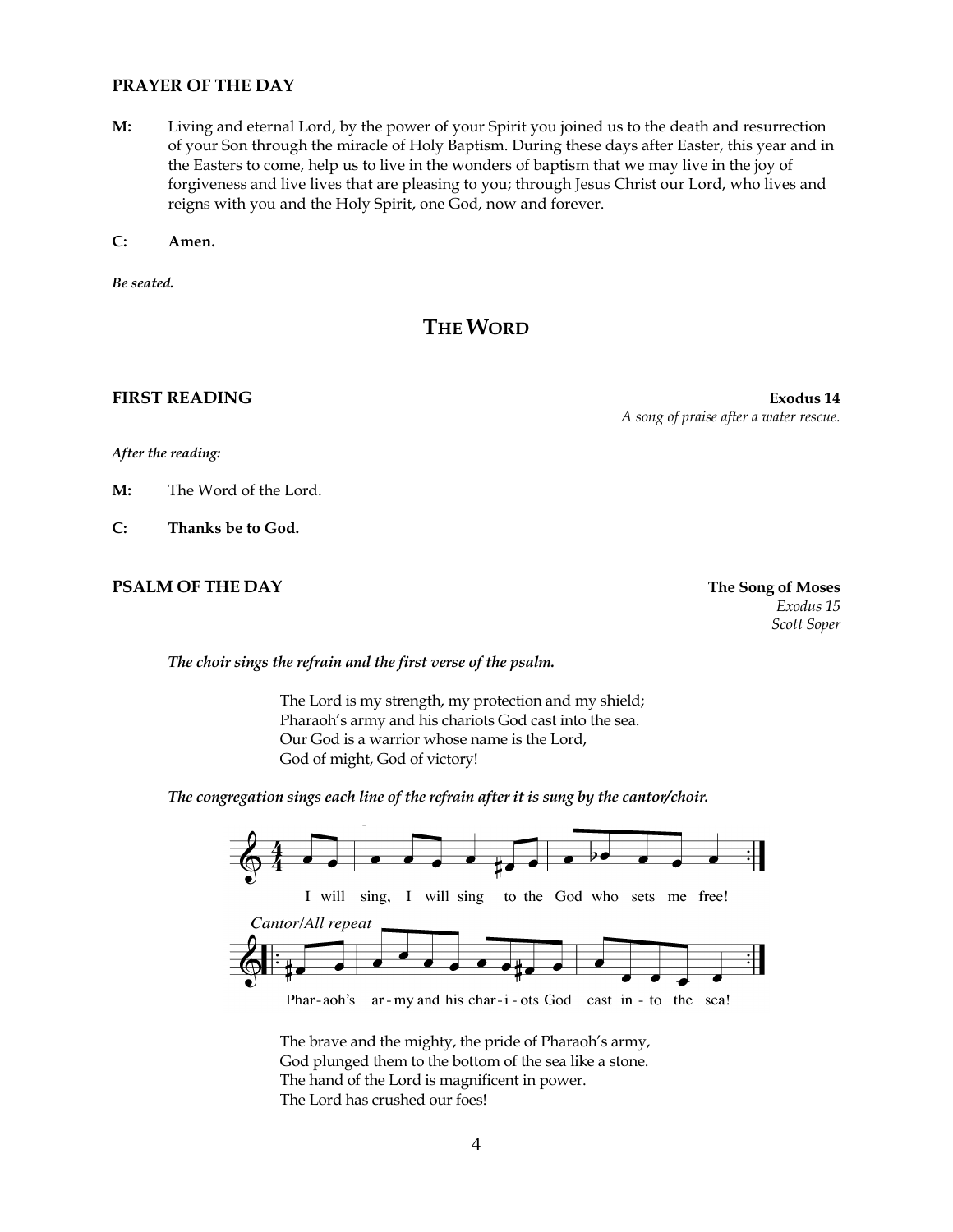## PRAYER OF THE DAY

**M:** Living and eternal Lord, by the power of your Spirit you joined us to the death and resurrection of your Son through the miracle of Holy Baptism. During these days after Easter, this year and in the Easters to come, help us to live in the wonders of baptism that we may live in the joy of forgiveness and live lives that are pleasing to you; through Jesus Christ our Lord, who lives and reigns with you and the Holy Spirit, one God, now and forever.

**C:** **Amen.**

***Be seated.***

# THE WORD

## FIRST READING

**Exodus 14**
*A song of praise after a water rescue.*

*After the reading:*

**M:** The Word of the Lord.

**C:** **Thanks be to God.**

## PSALM OF THE DAY

**The Song of Moses**
*Exodus 15*
*Scott Soper*

***The choir sings the refrain and the first verse of the psalm.***

The Lord is my strength, my protection and my shield;
Pharaoh's army and his chariots God cast into the sea.
Our God is a warrior whose name is the Lord,
God of might, God of victory!

***The congregation sings each line of the refrain after it is sung by the cantor/choir.***

I will sing, I will sing to the God who sets me free!

*Cantor/All repeat*

Phar-aoh's ar-my and his char-i-ots God cast in-to the sea!

The brave and the mighty, the pride of Pharaoh's army,
God plunged them to the bottom of the sea like a stone.
The hand of the Lord is magnificent in power.
The Lord has crushed our foes!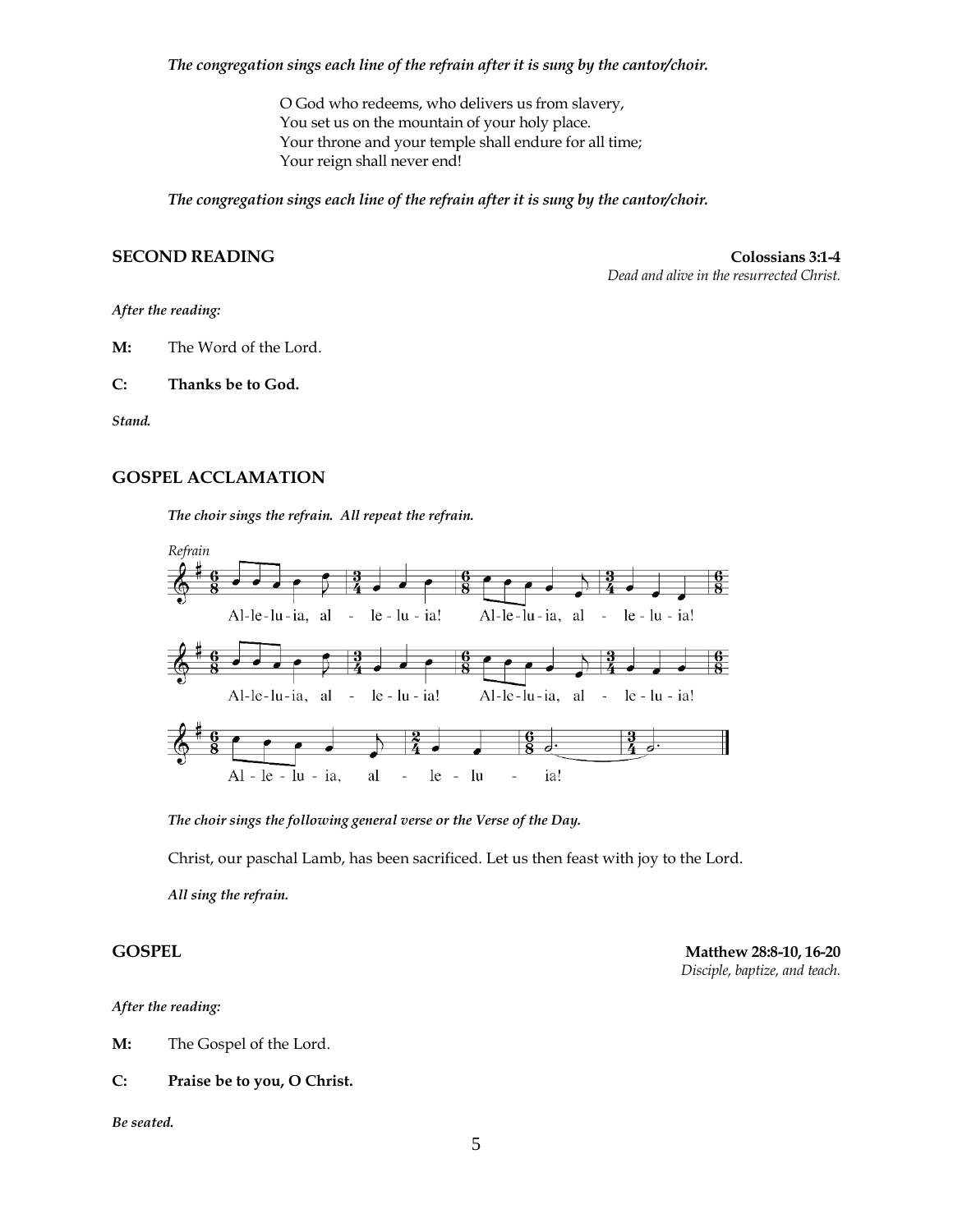*The congregation sings each line of the refrain after it is sung by the cantor/choir.*

O God who redeems, who delivers us from slavery,
You set us on the mountain of your holy place.
Your throne and your temple shall endure for all time;
Your reign shall never end!

*The congregation sings each line of the refrain after it is sung by the cantor/choir.*

## SECOND READING

**Colossians 3:1-4**
*Dead and alive in the resurrected Christ.*

*After the reading:*

**M:** The Word of the Lord.

**C:** **Thanks be to God.**

***Stand.***

## GOSPEL ACCLAMATION

*The choir sings the refrain. All repeat the refrain.*

*Refrain*

Al-le-lu-ia, al - le - lu - ia! Al-le-lu-ia, al - le - lu - ia!
Al-le-lu-ia, al - le - lu - ia! Al-le-lu-ia, al - le - lu - ia!
Al - le - lu - ia, al - le - lu - ia!

*The choir sings the following general verse or the Verse of the Day.*

Christ, our paschal Lamb, has been sacrificed. Let us then feast with joy to the Lord.

*All sing the refrain.*

## GOSPEL

**Matthew 28:8-10, 16-20**
*Disciple, baptize, and teach.*

*After the reading:*

**M:** The Gospel of the Lord.

**C:** **Praise be to you, O Christ.**

***Be seated.***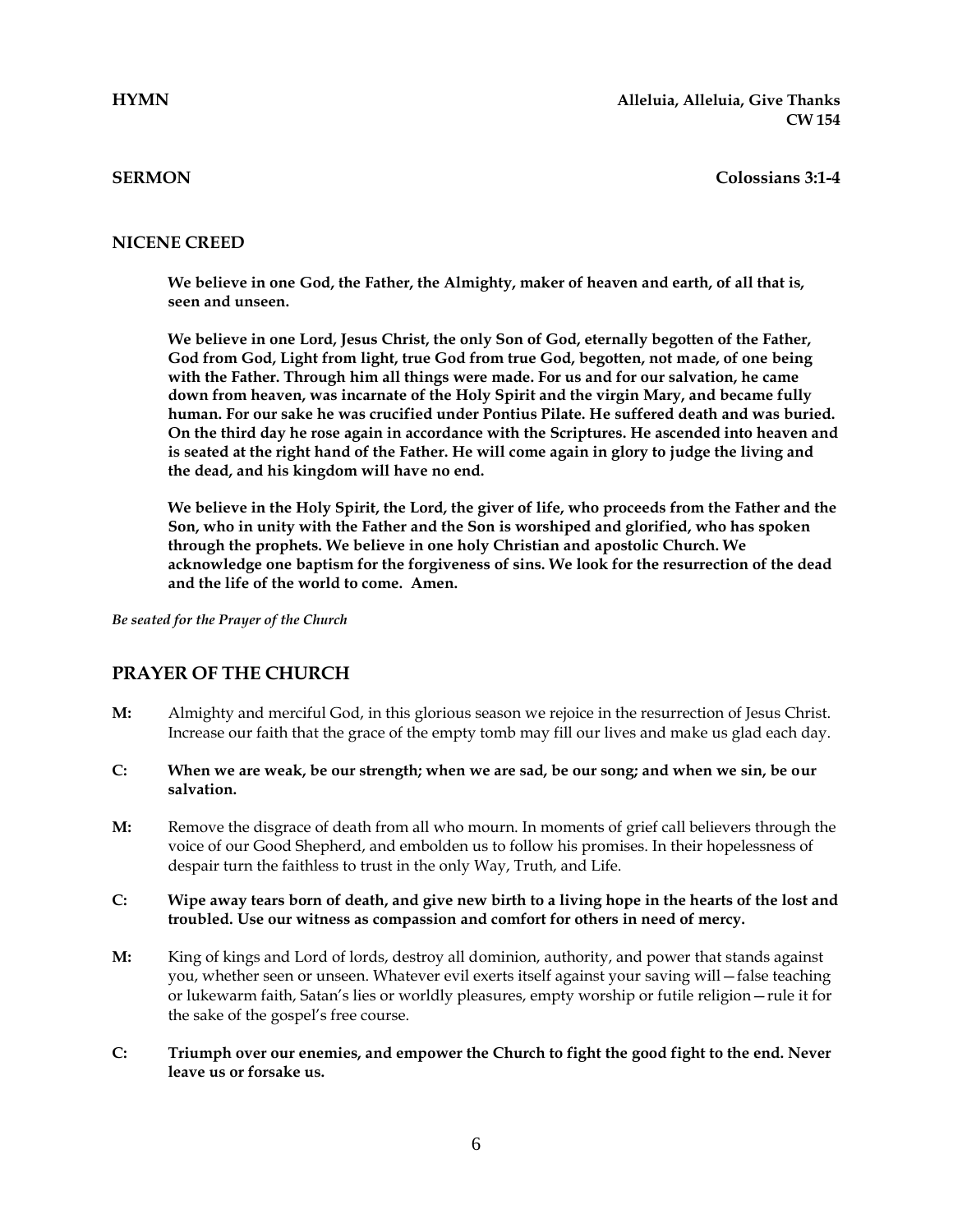**HYMN** **Alleluia, Alleluia, Give Thanks**
**CW 154**

**SERMON** **Colossians 3:1-4**

**NICENE CREED**

**We believe in one God, the Father, the Almighty, maker of heaven and earth, of all that is, seen and unseen.**

**We believe in one Lord, Jesus Christ, the only Son of God, eternally begotten of the Father, God from God, Light from light, true God from true God, begotten, not made, of one being with the Father. Through him all things were made. For us and for our salvation, he came down from heaven, was incarnate of the Holy Spirit and the virgin Mary, and became fully human. For our sake he was crucified under Pontius Pilate. He suffered death and was buried. On the third day he rose again in accordance with the Scriptures. He ascended into heaven and is seated at the right hand of the Father. He will come again in glory to judge the living and the dead, and his kingdom will have no end.**

**We believe in the Holy Spirit, the Lord, the giver of life, who proceeds from the Father and the Son, who in unity with the Father and the Son is worshiped and glorified, who has spoken through the prophets. We believe in one holy Christian and apostolic Church. We acknowledge one baptism for the forgiveness of sins. We look for the resurrection of the dead and the life of the world to come. Amen.**

*Be seated for the Prayer of the Church*

## PRAYER OF THE CHURCH

**M:** Almighty and merciful God, in this glorious season we rejoice in the resurrection of Jesus Christ. Increase our faith that the grace of the empty tomb may fill our lives and make us glad each day.

**C: When we are weak, be our strength; when we are sad, be our song; and when we sin, be our salvation.**

**M:** Remove the disgrace of death from all who mourn. In moments of grief call believers through the voice of our Good Shepherd, and embolden us to follow his promises. In their hopelessness of despair turn the faithless to trust in the only Way, Truth, and Life.

**C: Wipe away tears born of death, and give new birth to a living hope in the hearts of the lost and troubled. Use our witness as compassion and comfort for others in need of mercy.**

**M:** King of kings and Lord of lords, destroy all dominion, authority, and power that stands against you, whether seen or unseen. Whatever evil exerts itself against your saving will—false teaching or lukewarm faith, Satan's lies or worldly pleasures, empty worship or futile religion—rule it for the sake of the gospel's free course.

**C: Triumph over our enemies, and empower the Church to fight the good fight to the end. Never leave us or forsake us.**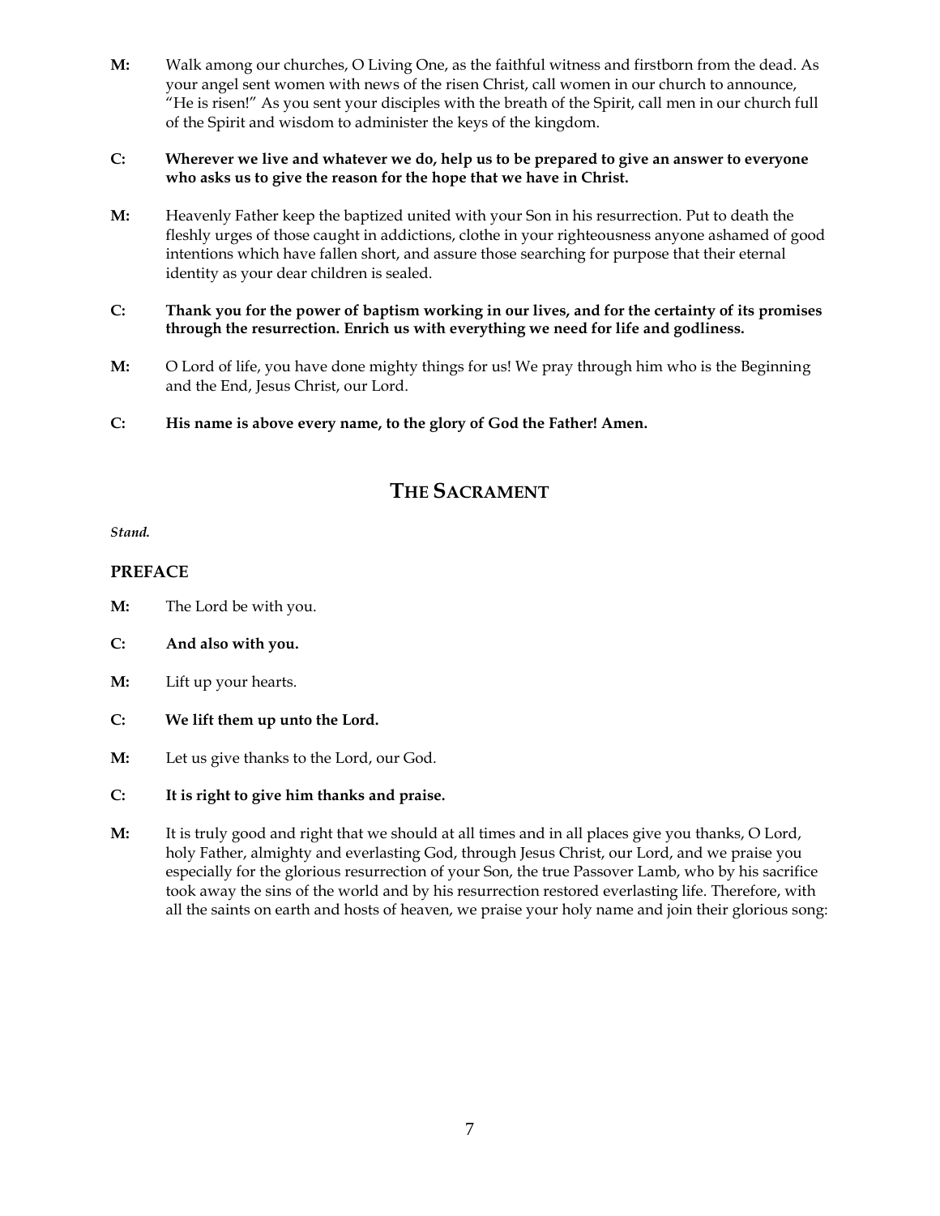**M:** Walk among our churches, O Living One, as the faithful witness and firstborn from the dead. As your angel sent women with news of the risen Christ, call women in our church to announce, "He is risen!" As you sent your disciples with the breath of the Spirit, call men in our church full of the Spirit and wisdom to administer the keys of the kingdom.

**C: Wherever we live and whatever we do, help us to be prepared to give an answer to everyone who asks us to give the reason for the hope that we have in Christ.**

**M:** Heavenly Father keep the baptized united with your Son in his resurrection. Put to death the fleshly urges of those caught in addictions, clothe in your righteousness anyone ashamed of good intentions which have fallen short, and assure those searching for purpose that their eternal identity as your dear children is sealed.

**C: Thank you for the power of baptism working in our lives, and for the certainty of its promises through the resurrection. Enrich us with everything we need for life and godliness.**

**M:** O Lord of life, you have done mighty things for us! We pray through him who is the Beginning and the End, Jesus Christ, our Lord.

**C: His name is above every name, to the glory of God the Father! Amen.**

## THE SACRAMENT

***Stand.***

### PREFACE

**M:** The Lord be with you.

**C: And also with you.**

**M:** Lift up your hearts.

**C: We lift them up unto the Lord.**

**M:** Let us give thanks to the Lord, our God.

**C: It is right to give him thanks and praise.**

**M:** It is truly good and right that we should at all times and in all places give you thanks, O Lord, holy Father, almighty and everlasting God, through Jesus Christ, our Lord, and we praise you especially for the glorious resurrection of your Son, the true Passover Lamb, who by his sacrifice took away the sins of the world and by his resurrection restored everlasting life. Therefore, with all the saints on earth and hosts of heaven, we praise your holy name and join their glorious song: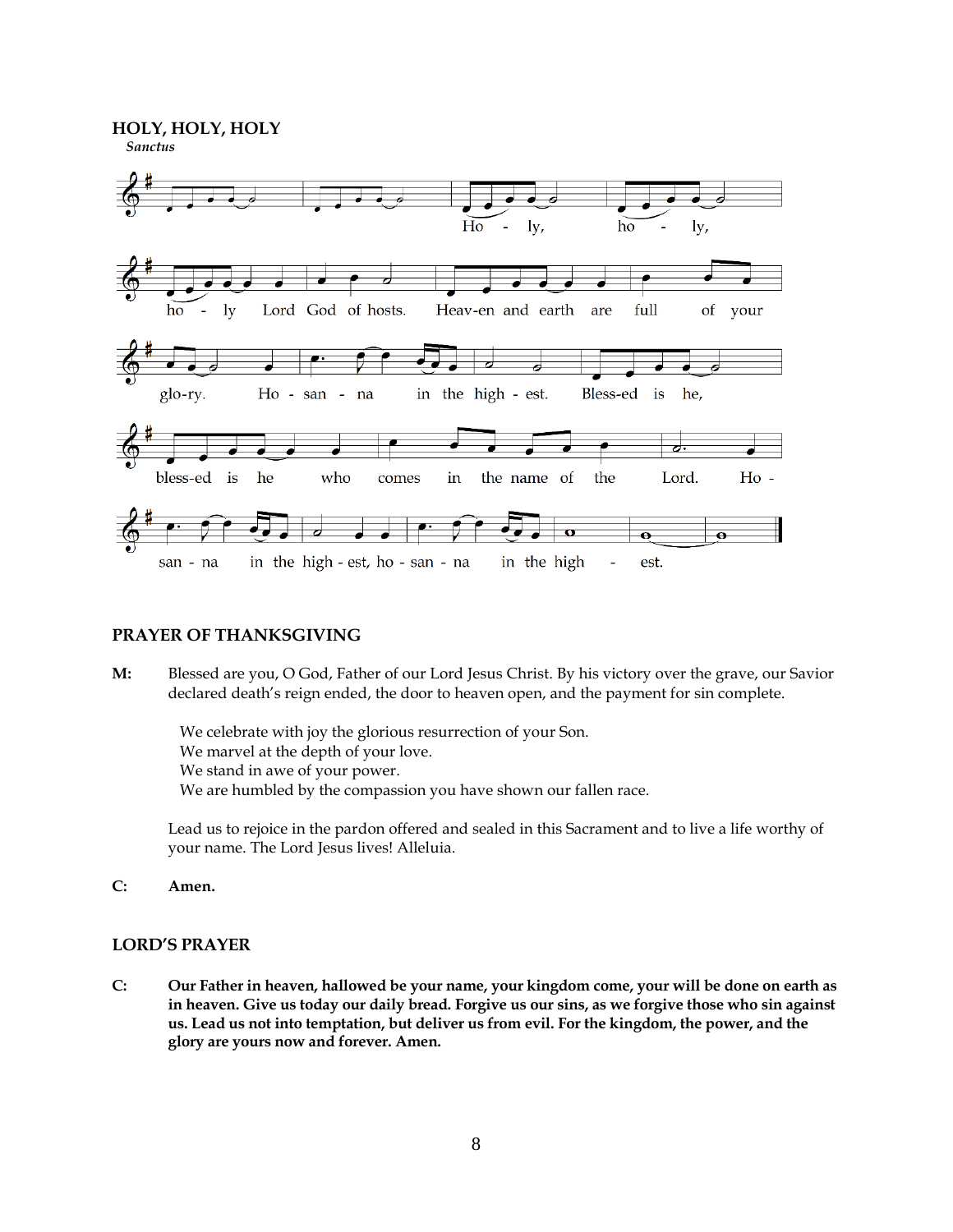**HOLY, HOLY, HOLY**

*Sanctus*

Holy, holy, holy Lord God of hosts. Heav-en and earth are full of your glo-ry. Ho-san-na in the high-est. Bless-ed is he, bless-ed is he who comes in the name of the Lord. Ho-san-na in the high-est, ho-san-na in the high-est.

**PRAYER OF THANKSGIVING**

**M:** Blessed are you, O God, Father of our Lord Jesus Christ. By his victory over the grave, our Savior declared death's reign ended, the door to heaven open, and the payment for sin complete.

We celebrate with joy the glorious resurrection of your Son.
We marvel at the depth of your love.
We stand in awe of your power.
We are humbled by the compassion you have shown our fallen race.

Lead us to rejoice in the pardon offered and sealed in this Sacrament and to live a life worthy of your name. The Lord Jesus lives! Alleluia.

**C:** **Amen.**

**LORD'S PRAYER**

**C:** **Our Father in heaven, hallowed be your name, your kingdom come, your will be done on earth as in heaven. Give us today our daily bread. Forgive us our sins, as we forgive those who sin against us. Lead us not into temptation, but deliver us from evil. For the kingdom, the power, and the glory are yours now and forever. Amen.**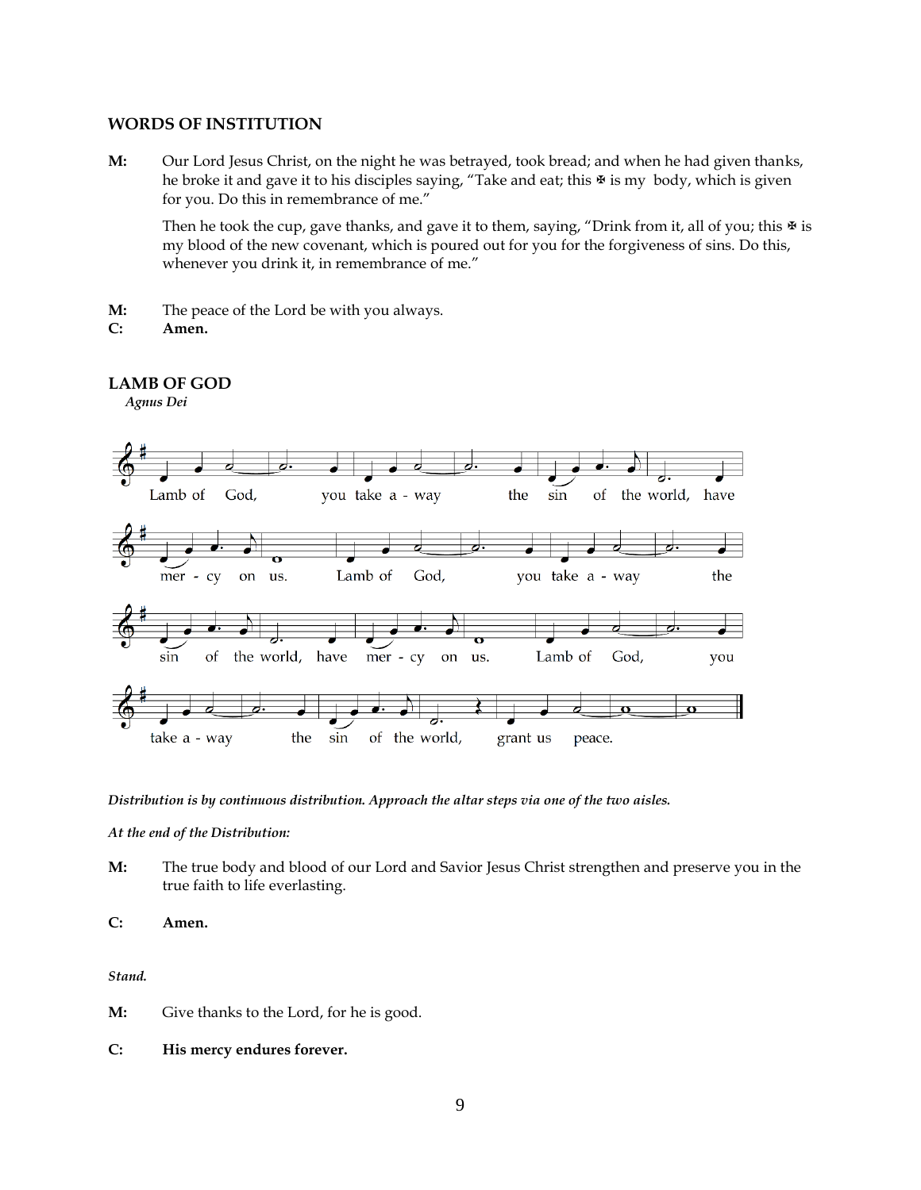## WORDS OF INSTITUTION

**M:** Our Lord Jesus Christ, on the night he was betrayed, took bread; and when he had given thanks, he broke it and gave it to his disciples saying, "Take and eat; this ✠ is my body, which is given for you. Do this in remembrance of me."

Then he took the cup, gave thanks, and gave it to them, saying, "Drink from it, all of you; this ✠ is my blood of the new covenant, which is poured out for you for the forgiveness of sins. Do this, whenever you drink it, in remembrance of me."

**M:** The peace of the Lord be with you always.
**C:** **Amen.**

## LAMB OF GOD

*Agnus Dei*

Lamb of God, you take a - way the sin of the world, have mer - cy on us. Lamb of God, you take a - way the sin of the world, have mer - cy on us. Lamb of God, you take a - way the sin of the world, grant us peace.

***Distribution is by continuous distribution. Approach the altar steps via one of the two aisles.***

***At the end of the Distribution:***

**M:** The true body and blood of our Lord and Savior Jesus Christ strengthen and preserve you in the true faith to life everlasting.

**C:** **Amen.**

***Stand.***

**M:** Give thanks to the Lord, for he is good.

**C:** **His mercy endures forever.**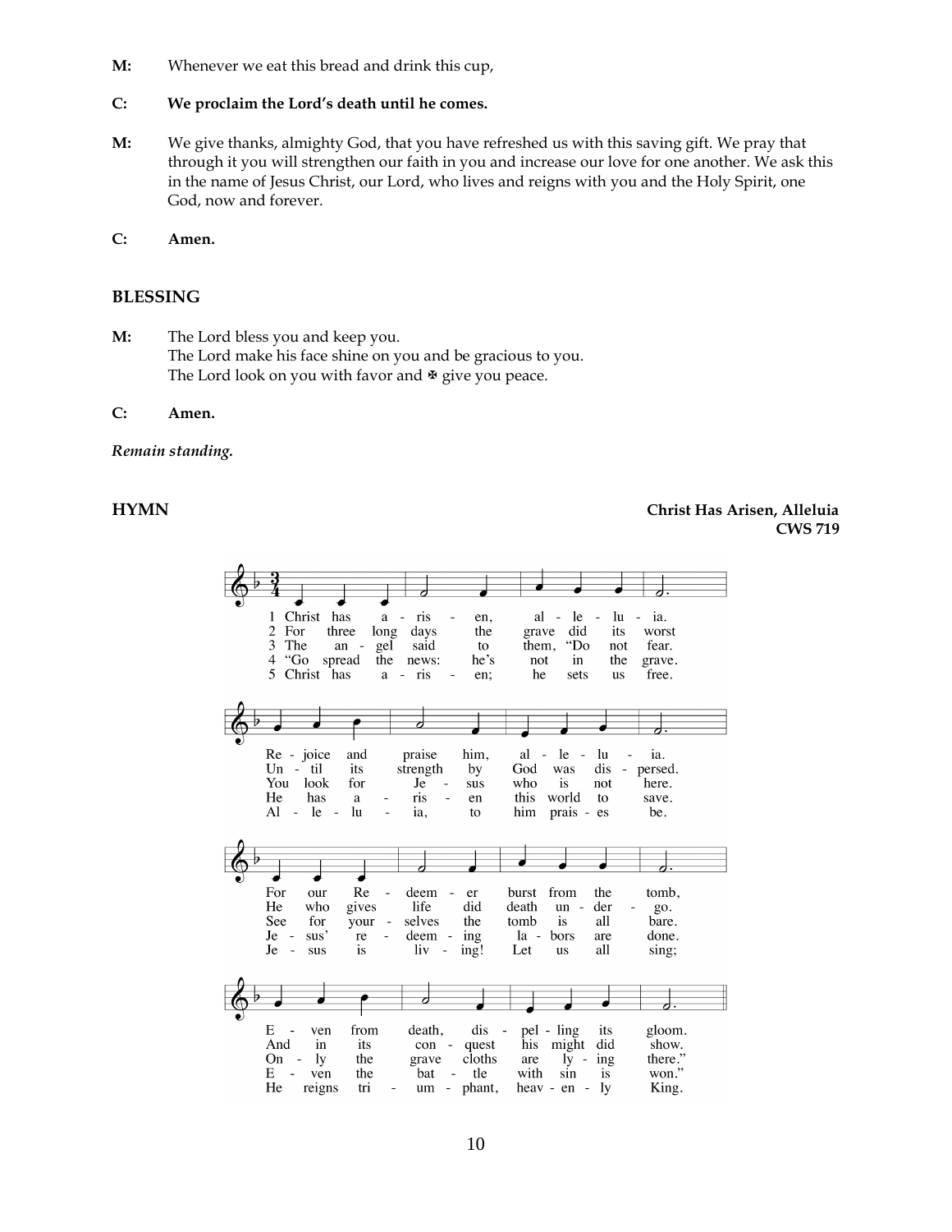**M:** Whenever we eat this bread and drink this cup,

**C: We proclaim the Lord's death until he comes.**

**M:** We give thanks, almighty God, that you have refreshed us with this saving gift. We pray that through it you will strengthen our faith in you and increase our love for one another. We ask this in the name of Jesus Christ, our Lord, who lives and reigns with you and the Holy Spirit, one God, now and forever.

**C: Amen.**

## BLESSING

**M:** The Lord bless you and keep you.
The Lord make his face shine on you and be gracious to you.
The Lord look on you with favor and ✠ give you peace.

**C: Amen.**

*Remain standing.*

## HYMN

**Christ Has Arisen, Alleluia**
**CWS 719**

1 Christ has arisen, alleluia. Rejoice and praise him, alleluia. For our Redeemer burst from the tomb, Even from death, dispelling its gloom.

2 For three long days the grave did its worst Until its strength by God was dispersed. He who gives life did death undergo. And in its conquest his might did show.

3 The angel said to them, "Do not fear. You look for Jesus who is not here. See for yourselves the tomb is all bare. Only the grave cloths are lying there."

4 "Go spread the news: he's not in the grave. He has arisen this world to save. Jesus' redeeming labors are done. Even the battle with sin is won."

5 Christ has arisen; he sets us free. Alleluia, to him praises be. Jesus is living! Let us all sing; He reigns triumphant, heavenly King.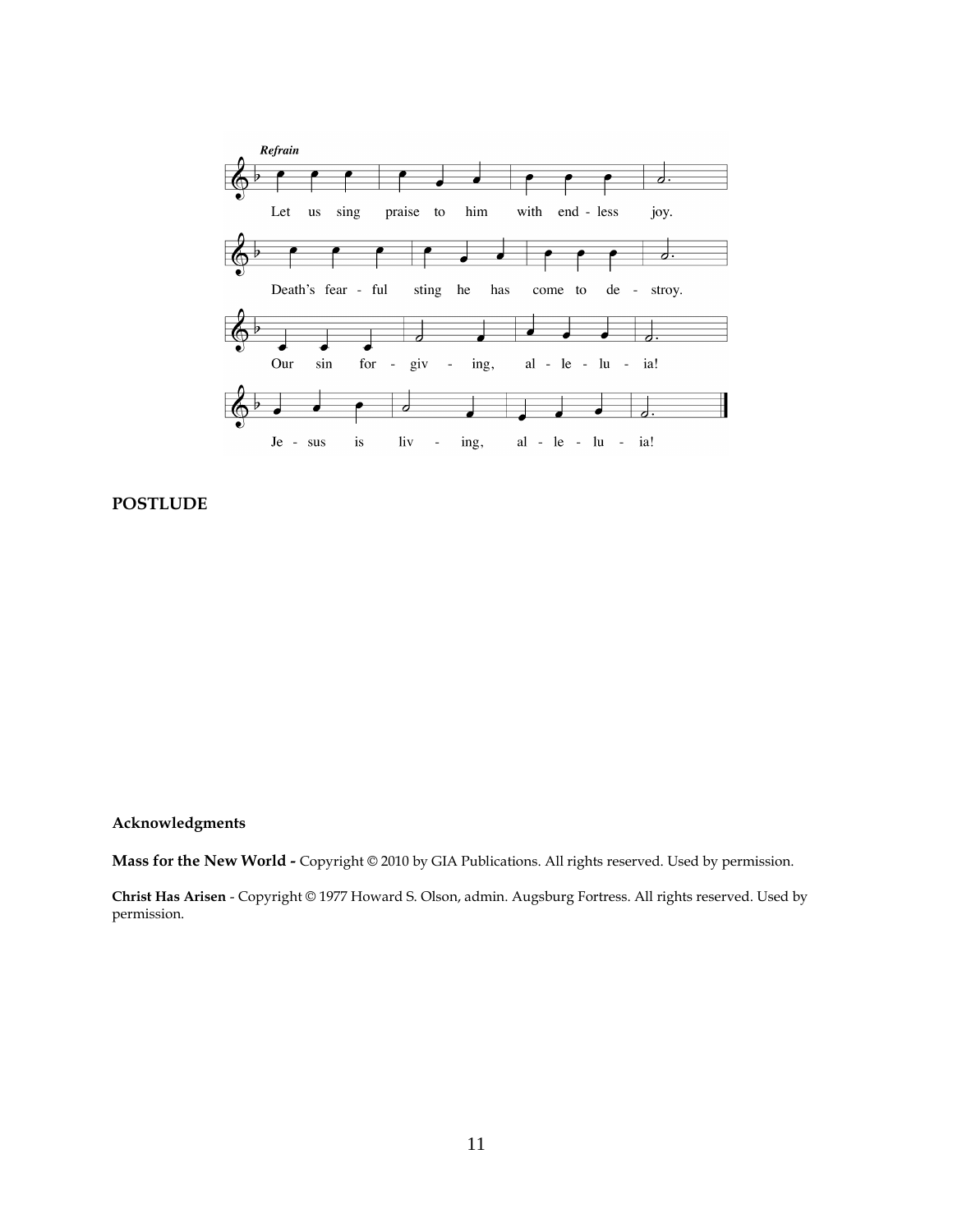*Refrain*

Let us sing praise to him with end - less joy.

Death's fear - ful sting he has come to de - stroy.

Our sin for - giv - ing, al - le - lu - ia!

Je - sus is liv - ing, al - le - lu - ia!

**POSTLUDE**

**Acknowledgments**

**Mass for the New World -** Copyright © 2010 by GIA Publications. All rights reserved. Used by permission.

**Christ Has Arisen** - Copyright © 1977 Howard S. Olson, admin. Augsburg Fortress. All rights reserved. Used by permission.